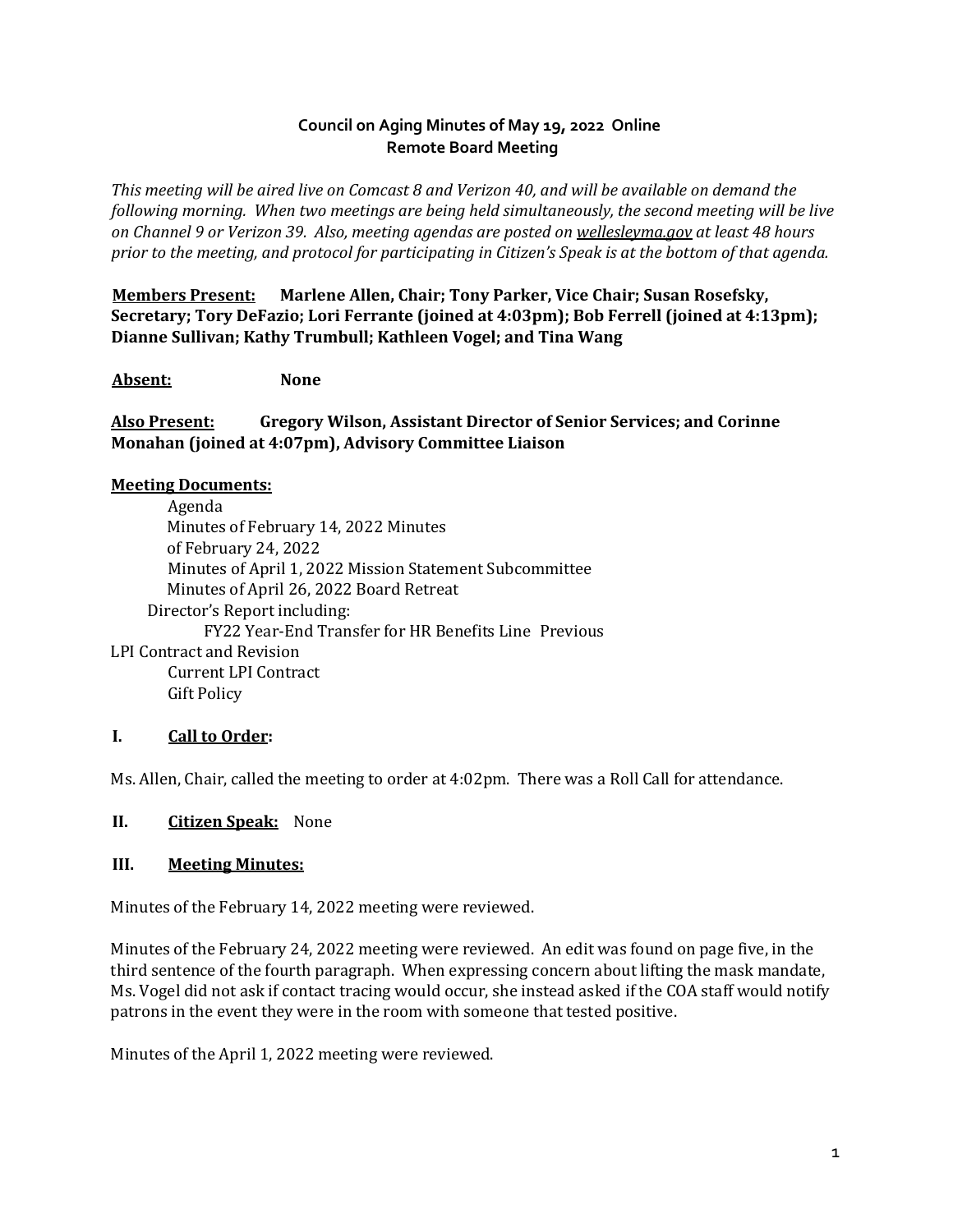**Council on Aging Minutes of May 19, 2022 Online**
**Remote Board Meeting**

*This meeting will be aired live on Comcast 8 and Verizon 40, and will be available on demand the following morning. When two meetings are being held simultaneously, the second meeting will be live on Channel 9 or Verizon 39. Also, meeting agendas are posted on wellesleyma.gov at least 48 hours prior to the meeting, and protocol for participating in Citizen's Speak is at the bottom of that agenda.*

**Members Present:** **Marlene Allen, Chair; Tony Parker, Vice Chair; Susan Rosefsky, Secretary; Tory DeFazio; Lori Ferrante (joined at 4:03pm); Bob Ferrell (joined at 4:13pm); Dianne Sullivan; Kathy Trumbull; Kathleen Vogel; and Tina Wang**

**Absent:** **None**

**Also Present:** **Gregory Wilson, Assistant Director of Senior Services; and Corinne Monahan (joined at 4:07pm), Advisory Committee Liaison**

**Meeting Documents:**

Agenda
Minutes of February 14, 2022 Minutes of February 24, 2022
Minutes of April 1, 2022 Mission Statement Subcommittee
Minutes of April 26, 2022 Board Retreat
Director's Report including:
FY22 Year-End Transfer for HR Benefits Line Previous LPI Contract and Revision
Current LPI Contract
Gift Policy

**I. Call to Order:**

Ms. Allen, Chair, called the meeting to order at 4:02pm. There was a Roll Call for attendance.

**II. Citizen Speak:** None

**III. Meeting Minutes:**

Minutes of the February 14, 2022 meeting were reviewed.

Minutes of the February 24, 2022 meeting were reviewed. An edit was found on page five, in the third sentence of the fourth paragraph. When expressing concern about lifting the mask mandate, Ms. Vogel did not ask if contact tracing would occur, she instead asked if the COA staff would notify patrons in the event they were in the room with someone that tested positive.

Minutes of the April 1, 2022 meeting were reviewed.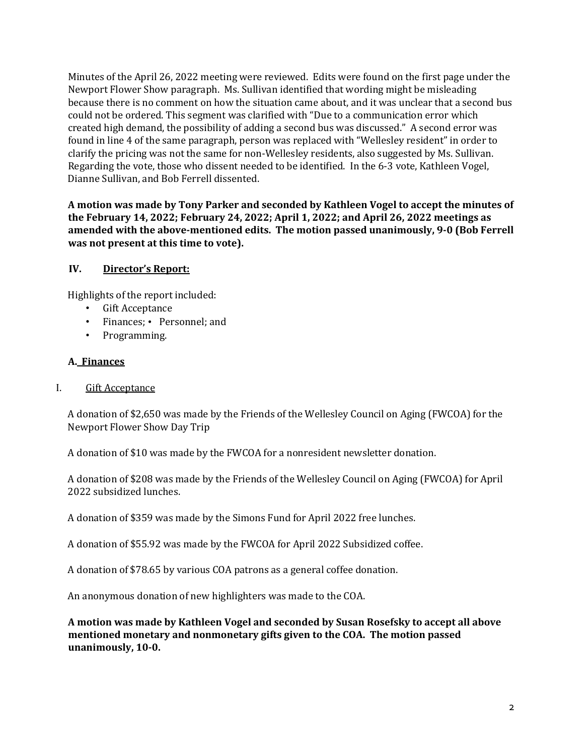Minutes of the April 26, 2022 meeting were reviewed. Edits were found on the first page under the Newport Flower Show paragraph. Ms. Sullivan identified that wording might be misleading because there is no comment on how the situation came about, and it was unclear that a second bus could not be ordered. This segment was clarified with "Due to a communication error which created high demand, the possibility of adding a second bus was discussed." A second error was found in line 4 of the same paragraph, person was replaced with "Wellesley resident" in order to clarify the pricing was not the same for non-Wellesley residents, also suggested by Ms. Sullivan. Regarding the vote, those who dissent needed to be identified. In the 6-3 vote, Kathleen Vogel, Dianne Sullivan, and Bob Ferrell dissented.

**A motion was made by Tony Parker and seconded by Kathleen Vogel to accept the minutes of the February 14, 2022; February 24, 2022; April 1, 2022; and April 26, 2022 meetings as amended with the above-mentioned edits. The motion passed unanimously, 9-0 (Bob Ferrell was not present at this time to vote).**

## IV. Director's Report:

Highlights of the report included:

- Gift Acceptance
- Finances; • Personnel; and
- Programming.

### A. Finances

#### I. Gift Acceptance

A donation of $2,650 was made by the Friends of the Wellesley Council on Aging (FWCOA) for the Newport Flower Show Day Trip

A donation of $10 was made by the FWCOA for a nonresident newsletter donation.

A donation of $208 was made by the Friends of the Wellesley Council on Aging (FWCOA) for April 2022 subsidized lunches.

A donation of $359 was made by the Simons Fund for April 2022 free lunches.

A donation of $55.92 was made by the FWCOA for April 2022 Subsidized coffee.

A donation of $78.65 by various COA patrons as a general coffee donation.

An anonymous donation of new highlighters was made to the COA.

**A motion was made by Kathleen Vogel and seconded by Susan Rosefsky to accept all above mentioned monetary and nonmonetary gifts given to the COA. The motion passed unanimously, 10-0.**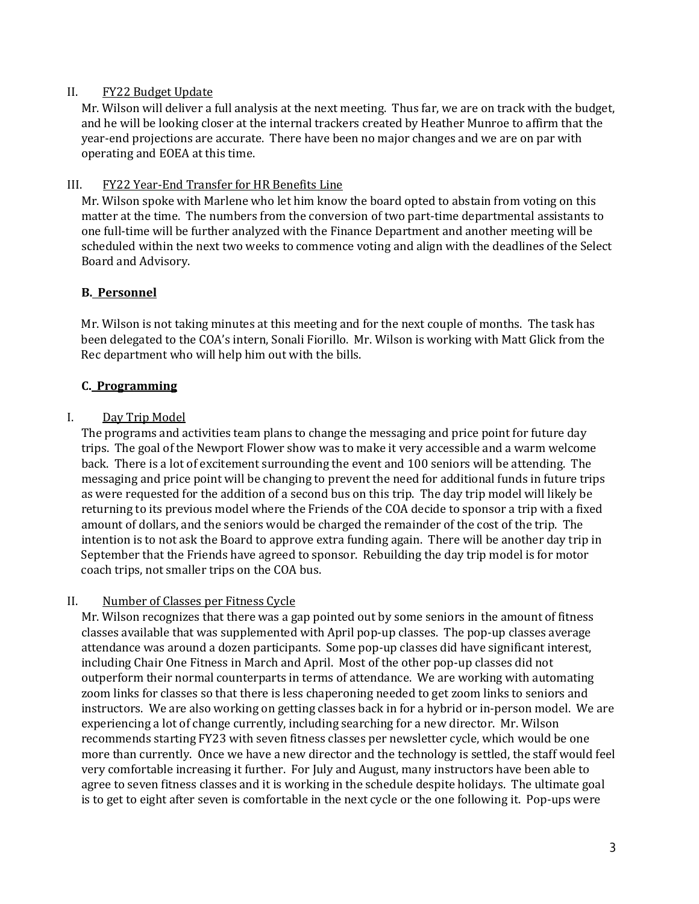II. FY22 Budget Update

Mr. Wilson will deliver a full analysis at the next meeting. Thus far, we are on track with the budget, and he will be looking closer at the internal trackers created by Heather Munroe to affirm that the year-end projections are accurate. There have been no major changes and we are on par with operating and EOEA at this time.

III. FY22 Year-End Transfer for HR Benefits Line

Mr. Wilson spoke with Marlene who let him know the board opted to abstain from voting on this matter at the time. The numbers from the conversion of two part-time departmental assistants to one full-time will be further analyzed with the Finance Department and another meeting will be scheduled within the next two weeks to commence voting and align with the deadlines of the Select Board and Advisory.

**B. Personnel**

Mr. Wilson is not taking minutes at this meeting and for the next couple of months. The task has been delegated to the COA's intern, Sonali Fiorillo. Mr. Wilson is working with Matt Glick from the Rec department who will help him out with the bills.

**C. Programming**

I. Day Trip Model

The programs and activities team plans to change the messaging and price point for future day trips. The goal of the Newport Flower show was to make it very accessible and a warm welcome back. There is a lot of excitement surrounding the event and 100 seniors will be attending. The messaging and price point will be changing to prevent the need for additional funds in future trips as were requested for the addition of a second bus on this trip. The day trip model will likely be returning to its previous model where the Friends of the COA decide to sponsor a trip with a fixed amount of dollars, and the seniors would be charged the remainder of the cost of the trip. The intention is to not ask the Board to approve extra funding again. There will be another day trip in September that the Friends have agreed to sponsor. Rebuilding the day trip model is for motor coach trips, not smaller trips on the COA bus.

II. Number of Classes per Fitness Cycle

Mr. Wilson recognizes that there was a gap pointed out by some seniors in the amount of fitness classes available that was supplemented with April pop-up classes. The pop-up classes average attendance was around a dozen participants. Some pop-up classes did have significant interest, including Chair One Fitness in March and April. Most of the other pop-up classes did not outperform their normal counterparts in terms of attendance. We are working with automating zoom links for classes so that there is less chaperoning needed to get zoom links to seniors and instructors. We are also working on getting classes back in for a hybrid or in-person model. We are experiencing a lot of change currently, including searching for a new director. Mr. Wilson recommends starting FY23 with seven fitness classes per newsletter cycle, which would be one more than currently. Once we have a new director and the technology is settled, the staff would feel very comfortable increasing it further. For July and August, many instructors have been able to agree to seven fitness classes and it is working in the schedule despite holidays. The ultimate goal is to get to eight after seven is comfortable in the next cycle or the one following it. Pop-ups were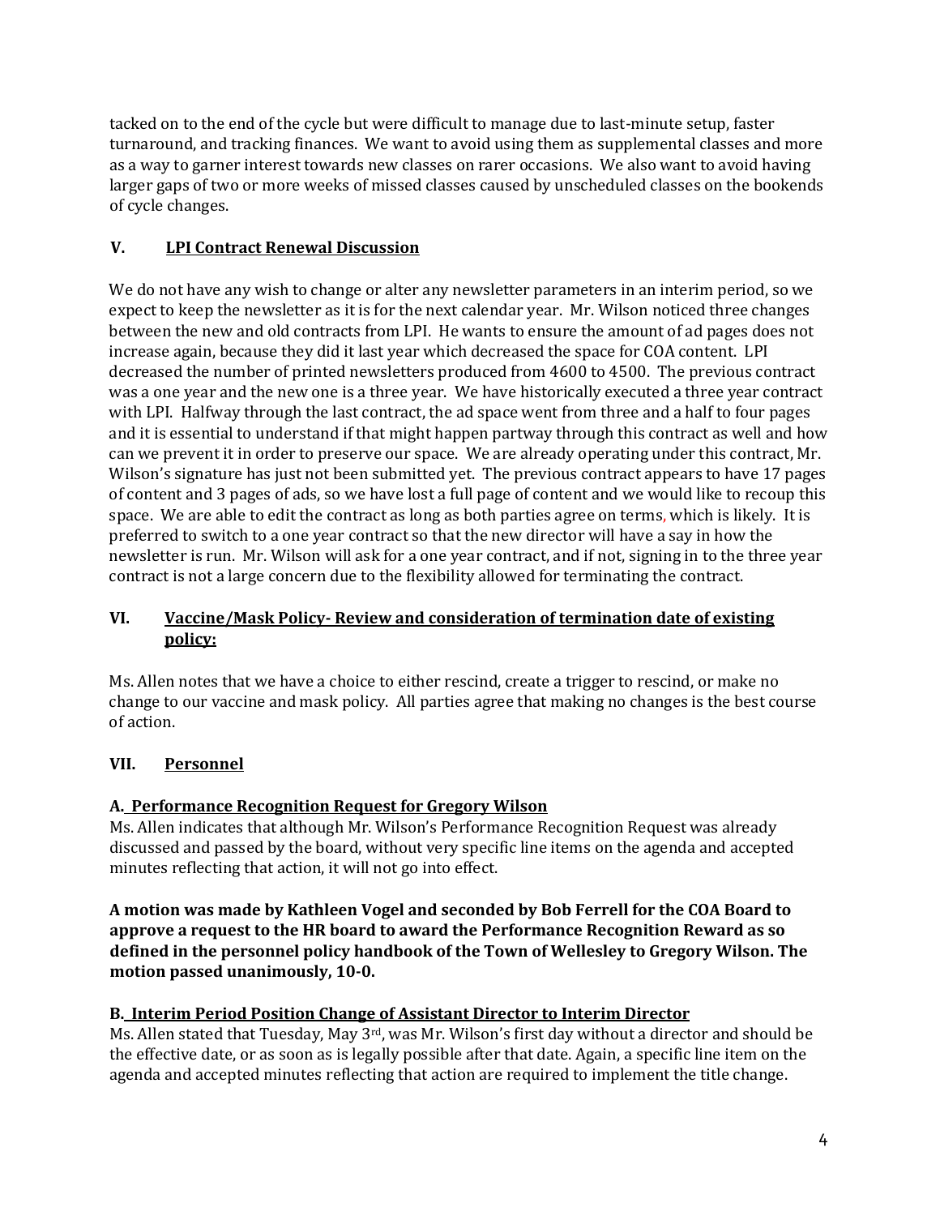tacked on to the end of the cycle but were difficult to manage due to last-minute setup, faster turnaround, and tracking finances. We want to avoid using them as supplemental classes and more as a way to garner interest towards new classes on rarer occasions. We also want to avoid having larger gaps of two or more weeks of missed classes caused by unscheduled classes on the bookends of cycle changes.

## V. LPI Contract Renewal Discussion

We do not have any wish to change or alter any newsletter parameters in an interim period, so we expect to keep the newsletter as it is for the next calendar year. Mr. Wilson noticed three changes between the new and old contracts from LPI. He wants to ensure the amount of ad pages does not increase again, because they did it last year which decreased the space for COA content. LPI decreased the number of printed newsletters produced from 4600 to 4500. The previous contract was a one year and the new one is a three year. We have historically executed a three year contract with LPI. Halfway through the last contract, the ad space went from three and a half to four pages and it is essential to understand if that might happen partway through this contract as well and how can we prevent it in order to preserve our space. We are already operating under this contract, Mr. Wilson's signature has just not been submitted yet. The previous contract appears to have 17 pages of content and 3 pages of ads, so we have lost a full page of content and we would like to recoup this space. We are able to edit the contract as long as both parties agree on terms, which is likely. It is preferred to switch to a one year contract so that the new director will have a say in how the newsletter is run. Mr. Wilson will ask for a one year contract, and if not, signing in to the three year contract is not a large concern due to the flexibility allowed for terminating the contract.

## VI. Vaccine/Mask Policy- Review and consideration of termination date of existing policy:

Ms. Allen notes that we have a choice to either rescind, create a trigger to rescind, or make no change to our vaccine and mask policy. All parties agree that making no changes is the best course of action.

## VII. Personnel

### A. Performance Recognition Request for Gregory Wilson

Ms. Allen indicates that although Mr. Wilson's Performance Recognition Request was already discussed and passed by the board, without very specific line items on the agenda and accepted minutes reflecting that action, it will not go into effect.

**A motion was made by Kathleen Vogel and seconded by Bob Ferrell for the COA Board to approve a request to the HR board to award the Performance Recognition Reward as so defined in the personnel policy handbook of the Town of Wellesley to Gregory Wilson. The motion passed unanimously, 10-0.**

### B. Interim Period Position Change of Assistant Director to Interim Director

Ms. Allen stated that Tuesday, May 3rd, was Mr. Wilson's first day without a director and should be the effective date, or as soon as is legally possible after that date. Again, a specific line item on the agenda and accepted minutes reflecting that action are required to implement the title change.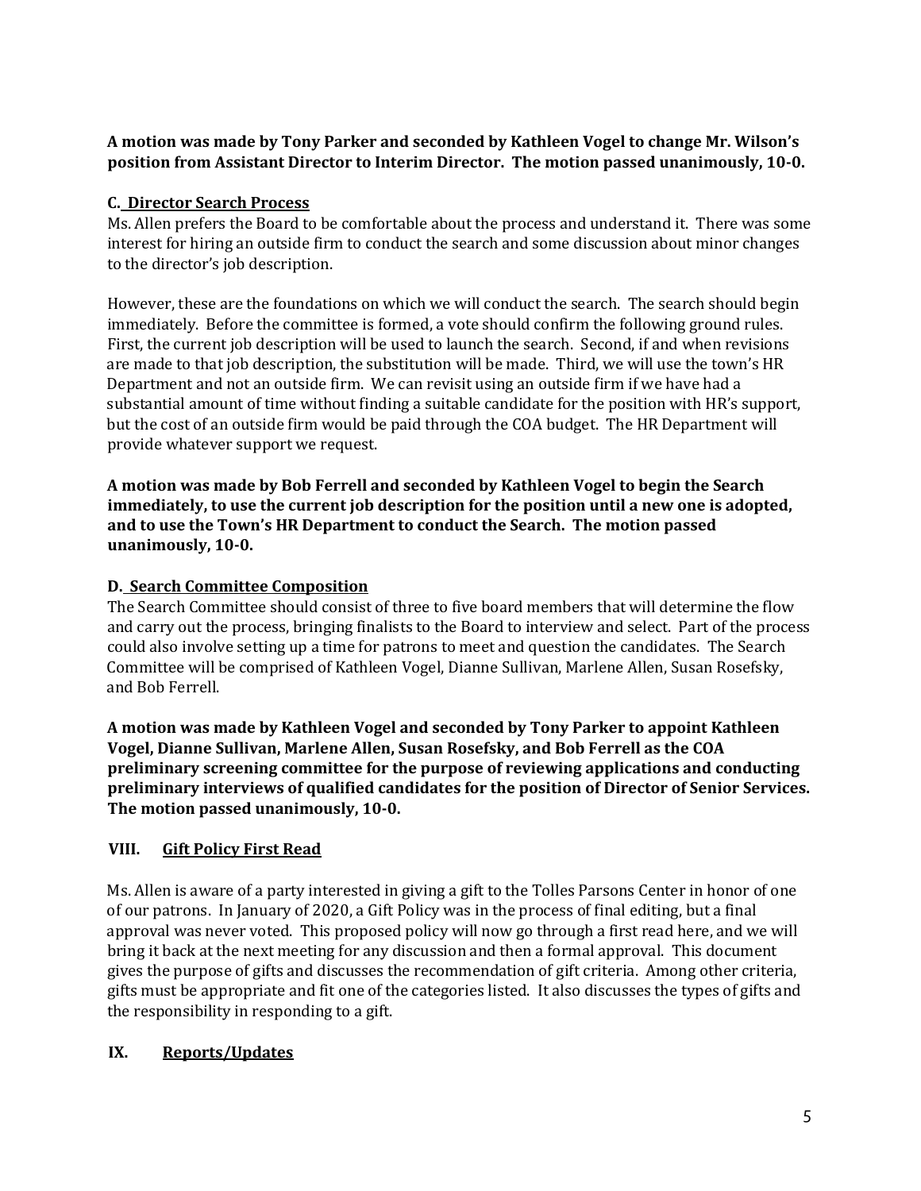**A motion was made by Tony Parker and seconded by Kathleen Vogel to change Mr. Wilson's position from Assistant Director to Interim Director. The motion passed unanimously, 10-0.**

### C. Director Search Process

Ms. Allen prefers the Board to be comfortable about the process and understand it. There was some interest for hiring an outside firm to conduct the search and some discussion about minor changes to the director's job description.

However, these are the foundations on which we will conduct the search. The search should begin immediately. Before the committee is formed, a vote should confirm the following ground rules. First, the current job description will be used to launch the search. Second, if and when revisions are made to that job description, the substitution will be made. Third, we will use the town's HR Department and not an outside firm. We can revisit using an outside firm if we have had a substantial amount of time without finding a suitable candidate for the position with HR's support, but the cost of an outside firm would be paid through the COA budget. The HR Department will provide whatever support we request.

**A motion was made by Bob Ferrell and seconded by Kathleen Vogel to begin the Search immediately, to use the current job description for the position until a new one is adopted, and to use the Town's HR Department to conduct the Search. The motion passed unanimously, 10-0.**

### D. Search Committee Composition

The Search Committee should consist of three to five board members that will determine the flow and carry out the process, bringing finalists to the Board to interview and select. Part of the process could also involve setting up a time for patrons to meet and question the candidates. The Search Committee will be comprised of Kathleen Vogel, Dianne Sullivan, Marlene Allen, Susan Rosefsky, and Bob Ferrell.

**A motion was made by Kathleen Vogel and seconded by Tony Parker to appoint Kathleen Vogel, Dianne Sullivan, Marlene Allen, Susan Rosefsky, and Bob Ferrell as the COA preliminary screening committee for the purpose of reviewing applications and conducting preliminary interviews of qualified candidates for the position of Director of Senior Services. The motion passed unanimously, 10-0.**

## VIII. Gift Policy First Read

Ms. Allen is aware of a party interested in giving a gift to the Tolles Parsons Center in honor of one of our patrons. In January of 2020, a Gift Policy was in the process of final editing, but a final approval was never voted. This proposed policy will now go through a first read here, and we will bring it back at the next meeting for any discussion and then a formal approval. This document gives the purpose of gifts and discusses the recommendation of gift criteria. Among other criteria, gifts must be appropriate and fit one of the categories listed. It also discusses the types of gifts and the responsibility in responding to a gift.

## IX. Reports/Updates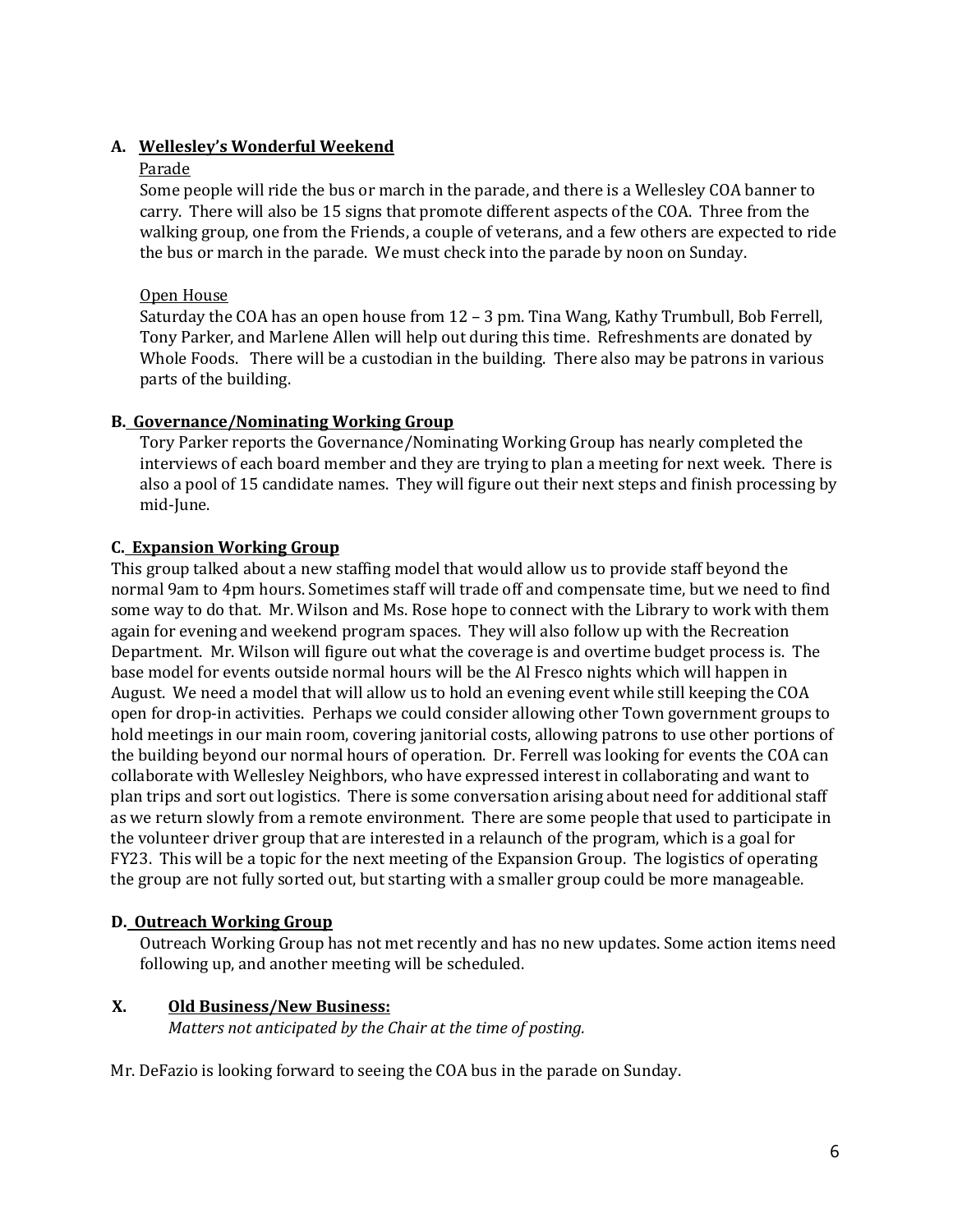### A. Wellesley's Wonderful Weekend

Parade

Some people will ride the bus or march in the parade, and there is a Wellesley COA banner to carry. There will also be 15 signs that promote different aspects of the COA. Three from the walking group, one from the Friends, a couple of veterans, and a few others are expected to ride the bus or march in the parade. We must check into the parade by noon on Sunday.

Open House

Saturday the COA has an open house from 12 – 3 pm. Tina Wang, Kathy Trumbull, Bob Ferrell, Tony Parker, and Marlene Allen will help out during this time. Refreshments are donated by Whole Foods. There will be a custodian in the building. There also may be patrons in various parts of the building.

### B. Governance/Nominating Working Group

Tory Parker reports the Governance/Nominating Working Group has nearly completed the interviews of each board member and they are trying to plan a meeting for next week. There is also a pool of 15 candidate names. They will figure out their next steps and finish processing by mid-June.

### C. Expansion Working Group

This group talked about a new staffing model that would allow us to provide staff beyond the normal 9am to 4pm hours. Sometimes staff will trade off and compensate time, but we need to find some way to do that. Mr. Wilson and Ms. Rose hope to connect with the Library to work with them again for evening and weekend program spaces. They will also follow up with the Recreation Department. Mr. Wilson will figure out what the coverage is and overtime budget process is. The base model for events outside normal hours will be the Al Fresco nights which will happen in August. We need a model that will allow us to hold an evening event while still keeping the COA open for drop-in activities. Perhaps we could consider allowing other Town government groups to hold meetings in our main room, covering janitorial costs, allowing patrons to use other portions of the building beyond our normal hours of operation. Dr. Ferrell was looking for events the COA can collaborate with Wellesley Neighbors, who have expressed interest in collaborating and want to plan trips and sort out logistics. There is some conversation arising about need for additional staff as we return slowly from a remote environment. There are some people that used to participate in the volunteer driver group that are interested in a relaunch of the program, which is a goal for FY23. This will be a topic for the next meeting of the Expansion Group. The logistics of operating the group are not fully sorted out, but starting with a smaller group could be more manageable.

### D. Outreach Working Group

Outreach Working Group has not met recently and has no new updates. Some action items need following up, and another meeting will be scheduled.

## X. Old Business/New Business:

*Matters not anticipated by the Chair at the time of posting.*

Mr. DeFazio is looking forward to seeing the COA bus in the parade on Sunday.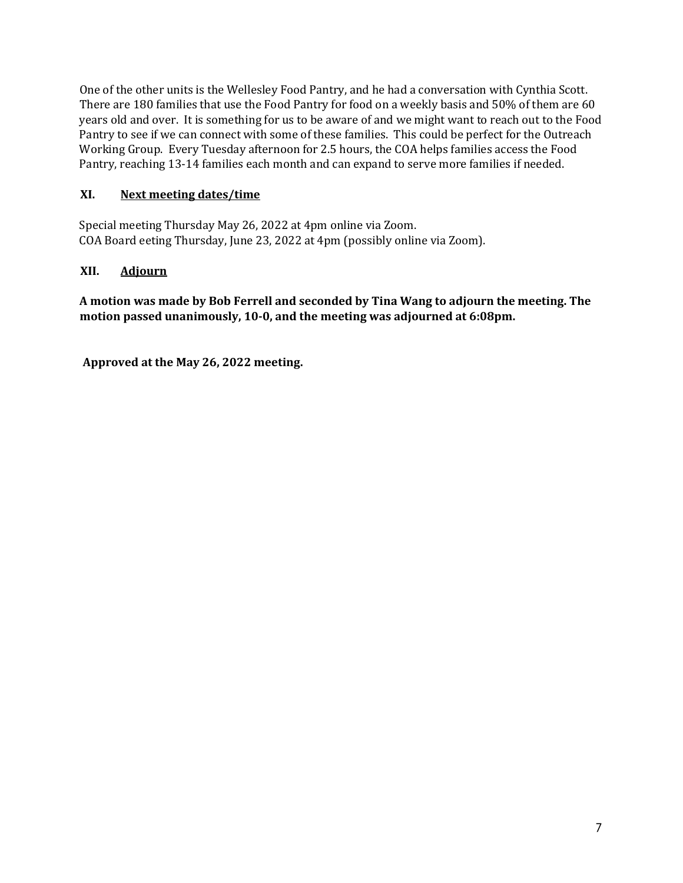One of the other units is the Wellesley Food Pantry, and he had a conversation with Cynthia Scott. There are 180 families that use the Food Pantry for food on a weekly basis and 50% of them are 60 years old and over. It is something for us to be aware of and we might want to reach out to the Food Pantry to see if we can connect with some of these families. This could be perfect for the Outreach Working Group. Every Tuesday afternoon for 2.5 hours, the COA helps families access the Food Pantry, reaching 13-14 families each month and can expand to serve more families if needed.

## XI. Next meeting dates/time

Special meeting Thursday May 26, 2022 at 4pm online via Zoom.
COA Board eeting Thursday, June 23, 2022 at 4pm (possibly online via Zoom).

## XII. Adjourn

**A motion was made by Bob Ferrell and seconded by Tina Wang to adjourn the meeting. The motion passed unanimously, 10-0, and the meeting was adjourned at 6:08pm.**

**Approved at the May 26, 2022 meeting.**